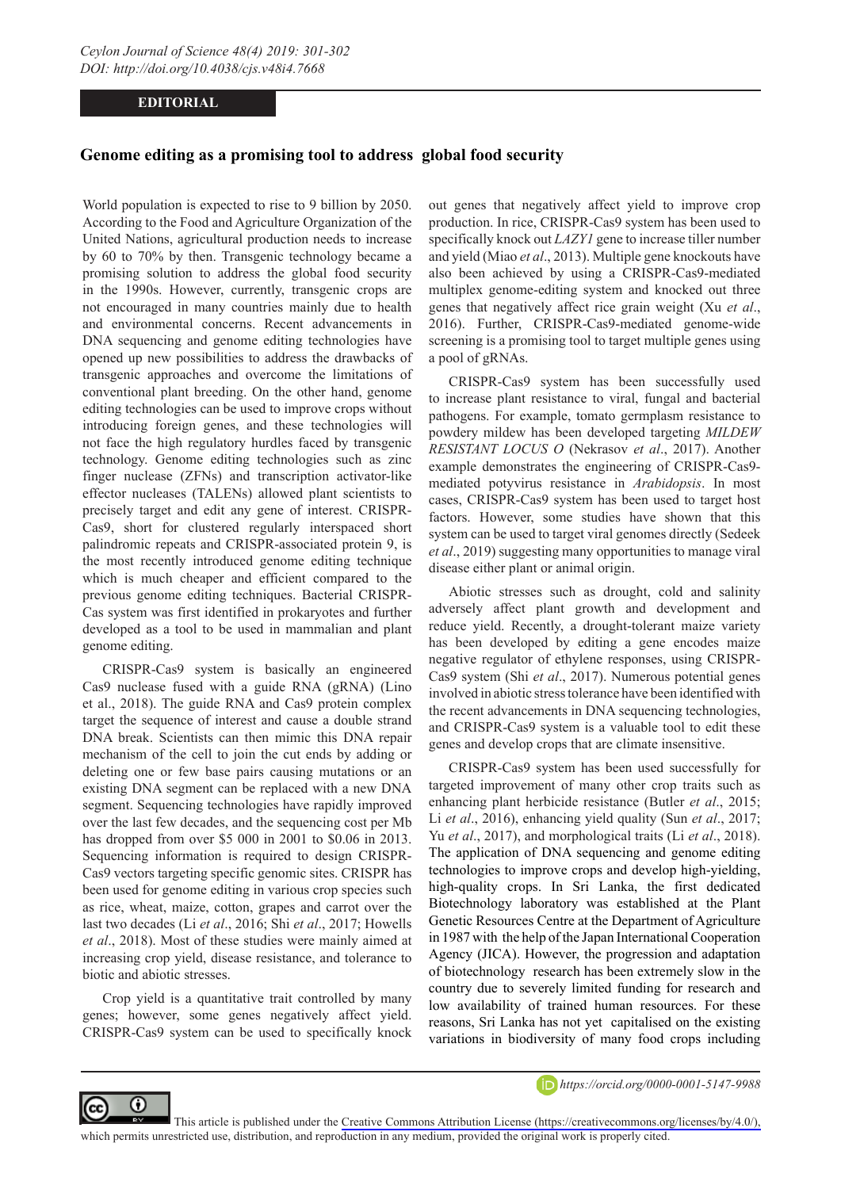**EDITORIAL**

## Genome editing as a promising tool to address global food security

World population is expected to rise to 9 billion by 2050. According to the Food and Agriculture Organization of the United Nations, agricultural production needs to increase by 60 to 70% by then. Transgenic technology became a promising solution to address the global food security in the 1990s. However, currently, transgenic crops are not encouraged in many countries mainly due to health and environmental concerns. Recent advancements in DNA sequencing and genome editing technologies have opened up new possibilities to address the drawbacks of transgenic approaches and overcome the limitations of conventional plant breeding. On the other hand, genome editing technologies can be used to improve crops without introducing foreign genes, and these technologies will not face the high regulatory hurdles faced by transgenic technology. Genome editing technologies such as zinc finger nuclease (ZFNs) and transcription activator-like effector nucleases (TALENs) allowed plant scientists to precisely target and edit any gene of interest. CRISPR-Cas9, short for clustered regularly interspaced short palindromic repeats and CRISPR-associated protein 9, is the most recently introduced genome editing technique which is much cheaper and efficient compared to the previous genome editing techniques. Bacterial CRISPR-Cas system was first identified in prokaryotes and further developed as a tool to be used in mammalian and plant genome editing.

CRISPR-Cas9 system is basically an engineered Cas9 nuclease fused with a guide RNA (gRNA) (Lino et al., 2018). The guide RNA and Cas9 protein complex target the sequence of interest and cause a double strand DNA break. Scientists can then mimic this DNA repair mechanism of the cell to join the cut ends by adding or deleting one or few base pairs causing mutations or an existing DNA segment can be replaced with a new DNA segment. Sequencing technologies have rapidly improved over the last few decades, and the sequencing cost per Mb has dropped from over $5 000 in 2001 to $0.06 in 2013. Sequencing information is required to design CRISPR-Cas9 vectors targeting specific genomic sites. CRISPR has been used for genome editing in various crop species such as rice, wheat, maize, cotton, grapes and carrot over the last two decades (Li *et al*., 2016; Shi *et al*., 2017; Howells *et al*., 2018). Most of these studies were mainly aimed at increasing crop yield, disease resistance, and tolerance to biotic and abiotic stresses.

Crop yield is a quantitative trait controlled by many genes; however, some genes negatively affect yield. CRISPR-Cas9 system can be used to specifically knock out genes that negatively affect yield to improve crop production. In rice, CRISPR-Cas9 system has been used to specifically knock out *LAZY1* gene to increase tiller number and yield (Miao *et al*., 2013). Multiple gene knockouts have also been achieved by using a CRISPR-Cas9-mediated multiplex genome-editing system and knocked out three genes that negatively affect rice grain weight (Xu *et al*., 2016). Further, CRISPR-Cas9-mediated genome-wide screening is a promising tool to target multiple genes using a pool of gRNAs.

CRISPR-Cas9 system has been successfully used to increase plant resistance to viral, fungal and bacterial pathogens. For example, tomato germplasm resistance to powdery mildew has been developed targeting *MILDEW RESISTANT LOCUS O* (Nekrasov *et al*., 2017). Another example demonstrates the engineering of CRISPR-Cas9-mediated potyvirus resistance in *Arabidopsis*. In most cases, CRISPR-Cas9 system has been used to target host factors. However, some studies have shown that this system can be used to target viral genomes directly (Sedeek *et al*., 2019) suggesting many opportunities to manage viral disease either plant or animal origin.

Abiotic stresses such as drought, cold and salinity adversely affect plant growth and development and reduce yield. Recently, a drought-tolerant maize variety has been developed by editing a gene encodes maize negative regulator of ethylene responses, using CRISPR-Cas9 system (Shi *et al*., 2017). Numerous potential genes involved in abiotic stress tolerance have been identified with the recent advancements in DNA sequencing technologies, and CRISPR-Cas9 system is a valuable tool to edit these genes and develop crops that are climate insensitive.

CRISPR-Cas9 system has been used successfully for targeted improvement of many other crop traits such as enhancing plant herbicide resistance (Butler *et al*., 2015; Li *et al*., 2016), enhancing yield quality (Sun *et al*., 2017; Yu *et al*., 2017), and morphological traits (Li *et al*., 2018). The application of DNA sequencing and genome editing technologies to improve crops and develop high-yielding, high-quality crops. In Sri Lanka, the first dedicated Biotechnology laboratory was established at the Plant Genetic Resources Centre at the Department of Agriculture in 1987 with the help of the Japan International Cooperation Agency (JICA). However, the progression and adaptation of biotechnology research has been extremely slow in the country due to severely limited funding for research and low availability of trained human resources. For these reasons, Sri Lanka has not yet capitalised on the existing variations in biodiversity of many food crops including

https://orcid.org/0000-0001-5147-9988

This article is published under the Creative Commons Attribution License (https://creativecommons.org/licenses/by/4.0/), which permits unrestricted use, distribution, and reproduction in any medium, provided the original work is properly cited.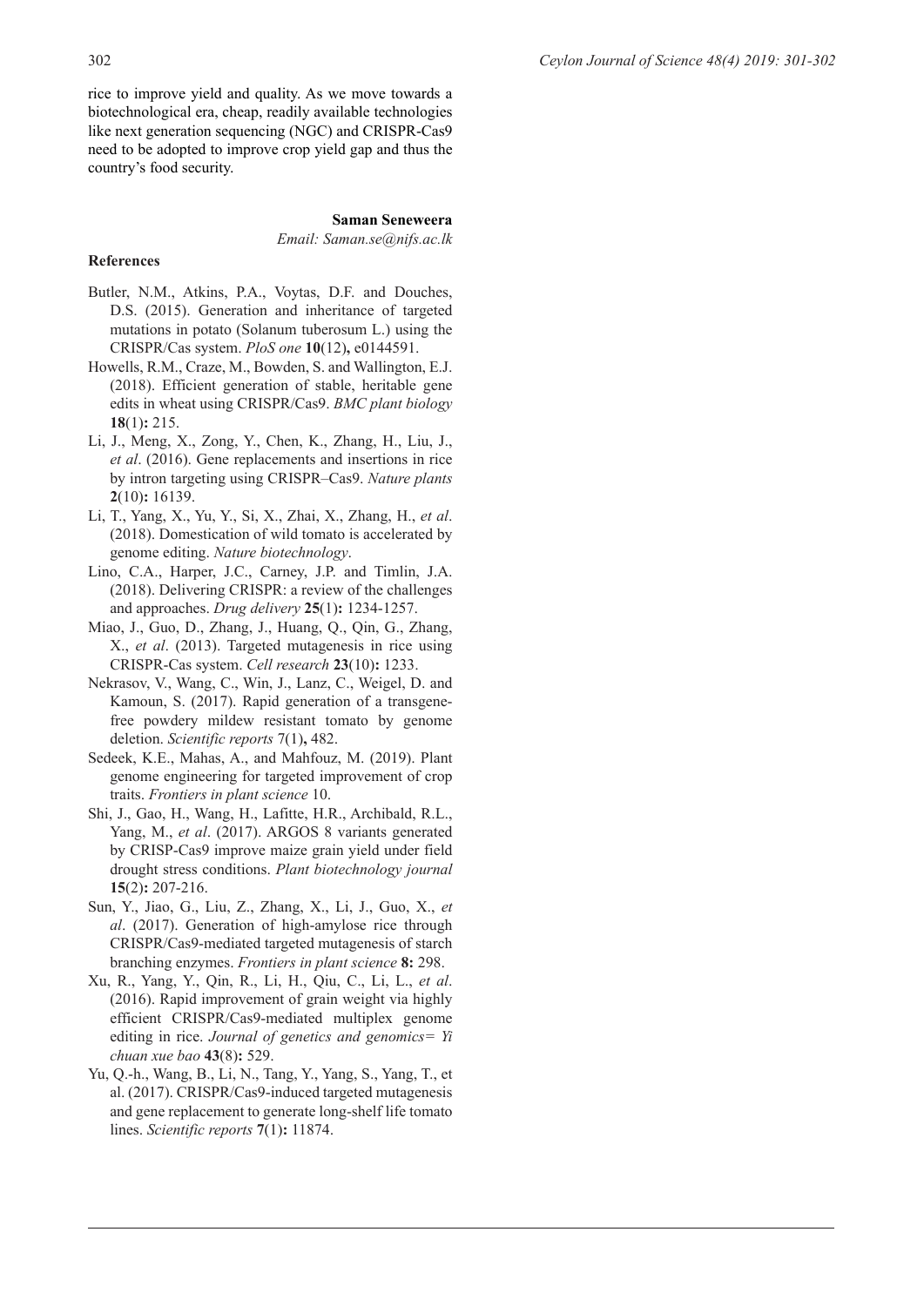rice to improve yield and quality. As we move towards a biotechnological era, cheap, readily available technologies like next generation sequencing (NGC) and CRISPR-Cas9 need to be adopted to improve crop yield gap and thus the country's food security.

**Saman Seneweera**
*Email: Saman.se@nifs.ac.lk*

**References**

Butler, N.M., Atkins, P.A., Voytas, D.F. and Douches, D.S. (2015). Generation and inheritance of targeted mutations in potato (Solanum tuberosum L.) using the CRISPR/Cas system. *PloS one* **10**(12)**,** e0144591.

Howells, R.M., Craze, M., Bowden, S. and Wallington, E.J. (2018). Efficient generation of stable, heritable gene edits in wheat using CRISPR/Cas9. *BMC plant biology* **18**(1)**:** 215.

Li, J., Meng, X., Zong, Y., Chen, K., Zhang, H., Liu, J., *et al*. (2016). Gene replacements and insertions in rice by intron targeting using CRISPR–Cas9. *Nature plants* **2**(10)**:** 16139.

Li, T., Yang, X., Yu, Y., Si, X., Zhai, X., Zhang, H., *et al*. (2018). Domestication of wild tomato is accelerated by genome editing. *Nature biotechnology*.

Lino, C.A., Harper, J.C., Carney, J.P. and Timlin, J.A. (2018). Delivering CRISPR: a review of the challenges and approaches. *Drug delivery* **25**(1)**:** 1234-1257.

Miao, J., Guo, D., Zhang, J., Huang, Q., Qin, G., Zhang, X., *et al*. (2013). Targeted mutagenesis in rice using CRISPR-Cas system. *Cell research* **23**(10)**:** 1233.

Nekrasov, V., Wang, C., Win, J., Lanz, C., Weigel, D. and Kamoun, S. (2017). Rapid generation of a transgene-free powdery mildew resistant tomato by genome deletion. *Scientific reports* 7(1)**,** 482.

Sedeek, K.E., Mahas, A., and Mahfouz, M. (2019). Plant genome engineering for targeted improvement of crop traits. *Frontiers in plant science* 10.

Shi, J., Gao, H., Wang, H., Lafitte, H.R., Archibald, R.L., Yang, M., *et al*. (2017). ARGOS 8 variants generated by CRISP-Cas9 improve maize grain yield under field drought stress conditions. *Plant biotechnology journal* **15**(2)**:** 207-216.

Sun, Y., Jiao, G., Liu, Z., Zhang, X., Li, J., Guo, X., *et al*. (2017). Generation of high-amylose rice through CRISPR/Cas9-mediated targeted mutagenesis of starch branching enzymes. *Frontiers in plant science* **8:** 298.

Xu, R., Yang, Y., Qin, R., Li, H., Qiu, C., Li, L., *et al*. (2016). Rapid improvement of grain weight via highly efficient CRISPR/Cas9-mediated multiplex genome editing in rice. *Journal of genetics and genomics= Yi chuan xue bao* **43**(8)**:** 529.

Yu, Q.-h., Wang, B., Li, N., Tang, Y., Yang, S., Yang, T., et al. (2017). CRISPR/Cas9-induced targeted mutagenesis and gene replacement to generate long-shelf life tomato lines. *Scientific reports* **7**(1)**:** 11874.